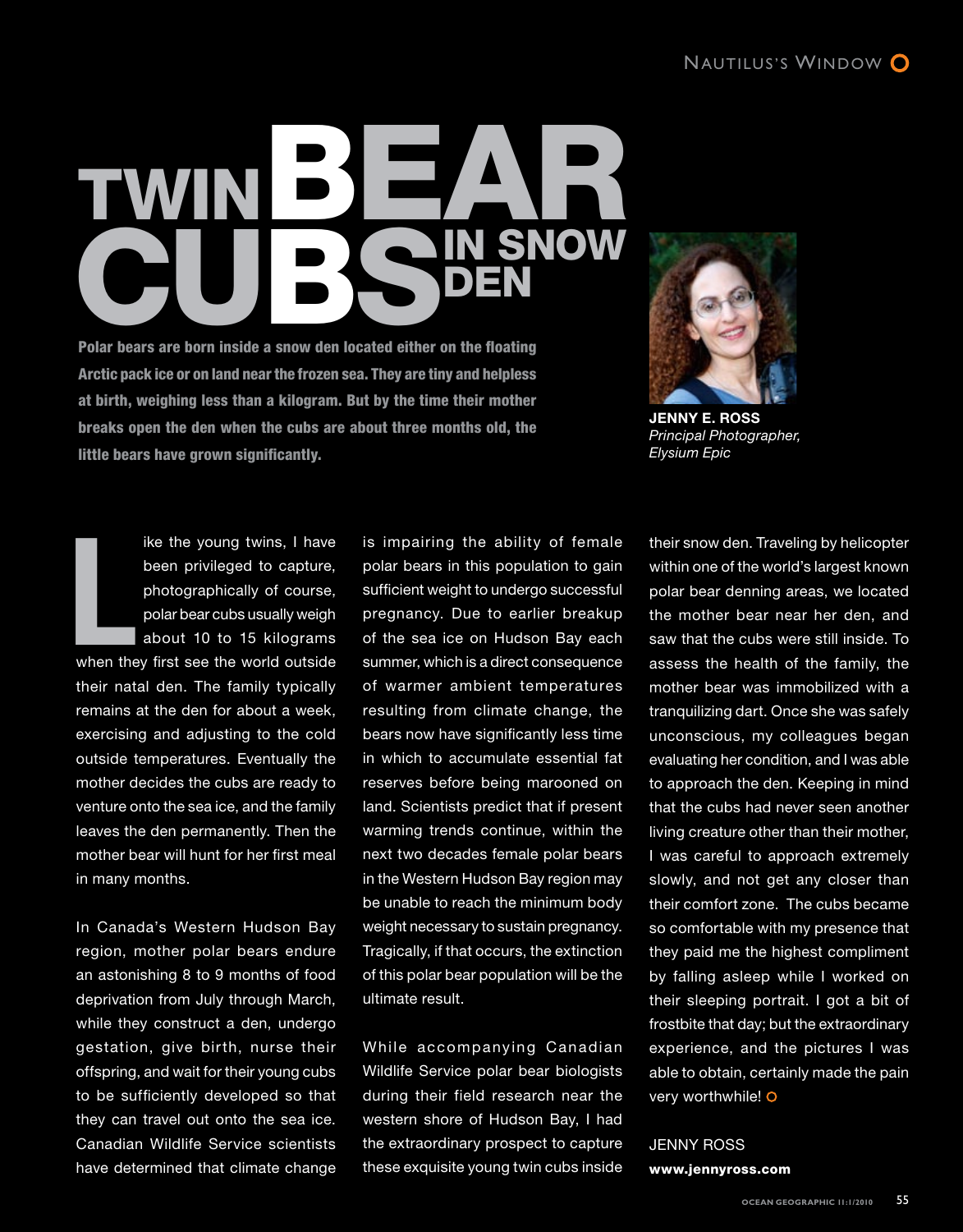# TWIN BEAR CUBS IN SNOW DEN

**Polar bears are born inside a snow den located either on the floating Arctic pack ice or on land near the frozen sea. They are tiny and helpless at birth, weighing less than a kilogram. But by the time their mother breaks open the den when the cubs are about three months old, the little bears have grown significantly.**

**JENNY E. ROSS**
*Principal Photographer, Elysium Epic*

Like the young twins, I have been privileged to capture, photographically of course, polar bear cubs usually weigh about 10 to 15 kilograms when they first see the world outside their natal den. The family typically remains at the den for about a week, exercising and adjusting to the cold outside temperatures. Eventually the mother decides the cubs are ready to venture onto the sea ice, and the family leaves the den permanently. Then the mother bear will hunt for her first meal in many months.

In Canada's Western Hudson Bay region, mother polar bears endure an astonishing 8 to 9 months of food deprivation from July through March, while they construct a den, undergo gestation, give birth, nurse their offspring, and wait for their young cubs to be sufficiently developed so that they can travel out onto the sea ice. Canadian Wildlife Service scientists have determined that climate change is impairing the ability of female polar bears in this population to gain sufficient weight to undergo successful pregnancy. Due to earlier breakup of the sea ice on Hudson Bay each summer, which is a direct consequence of warmer ambient temperatures resulting from climate change, the bears now have significantly less time in which to accumulate essential fat reserves before being marooned on land. Scientists predict that if present warming trends continue, within the next two decades female polar bears in the Western Hudson Bay region may be unable to reach the minimum body weight necessary to sustain pregnancy. Tragically, if that occurs, the extinction of this polar bear population will be the ultimate result.

While accompanying Canadian Wildlife Service polar bear biologists during their field research near the western shore of Hudson Bay, I had the extraordinary prospect to capture these exquisite young twin cubs inside their snow den. Traveling by helicopter within one of the world's largest known polar bear denning areas, we located the mother bear near her den, and saw that the cubs were still inside. To assess the health of the family, the mother bear was immobilized with a tranquilizing dart. Once she was safely unconscious, my colleagues began evaluating her condition, and I was able to approach the den. Keeping in mind that the cubs had never seen another living creature other than their mother, I was careful to approach extremely slowly, and not get any closer than their comfort zone. The cubs became so comfortable with my presence that they paid me the highest compliment by falling asleep while I worked on their sleeping portrait. I got a bit of frostbite that day; but the extraordinary experience, and the pictures I was able to obtain, certainly made the pain very worthwhile!

JENNY ROSS
**www.jennyross.com**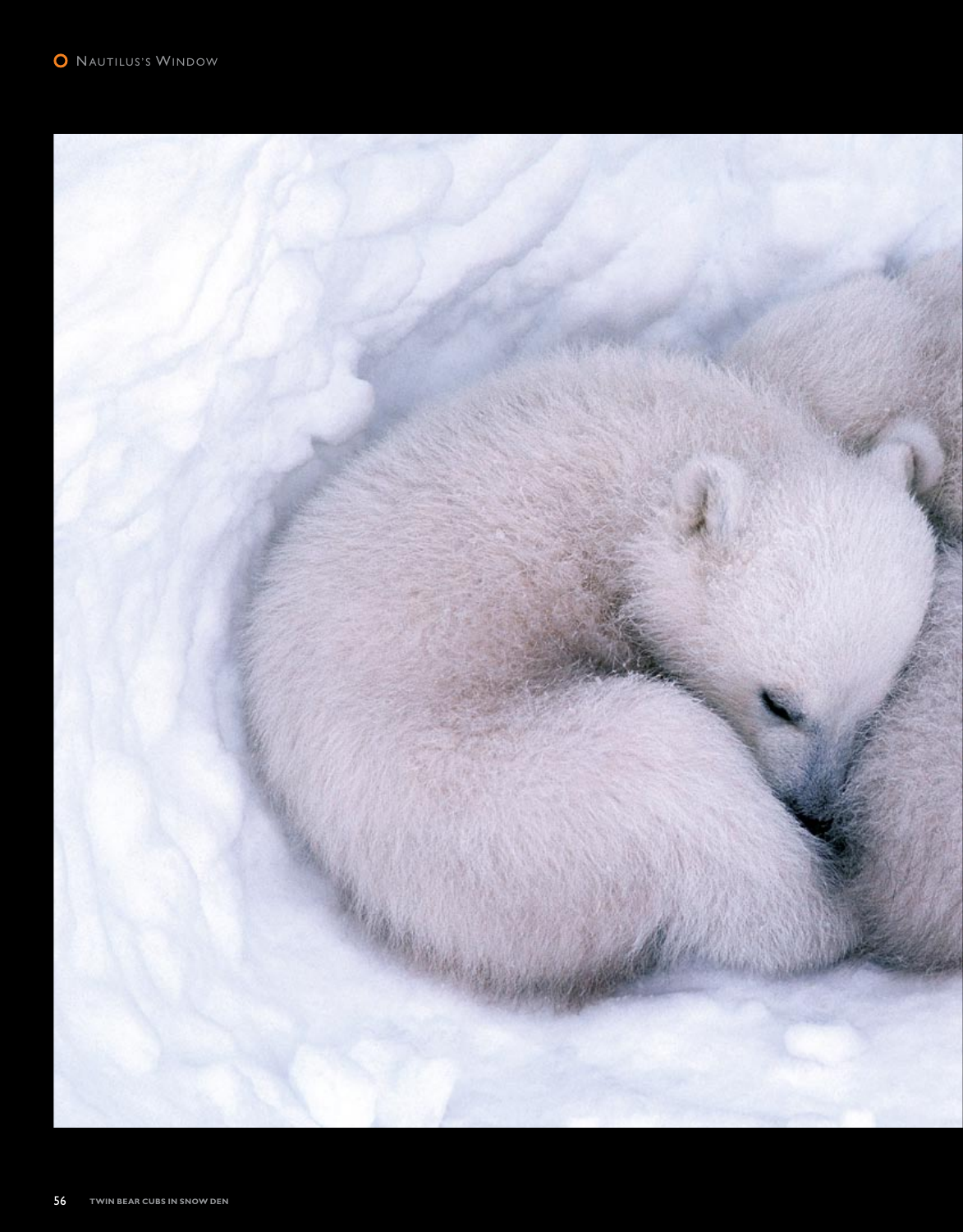TWIN BEAR CUBS IN SNOW DEN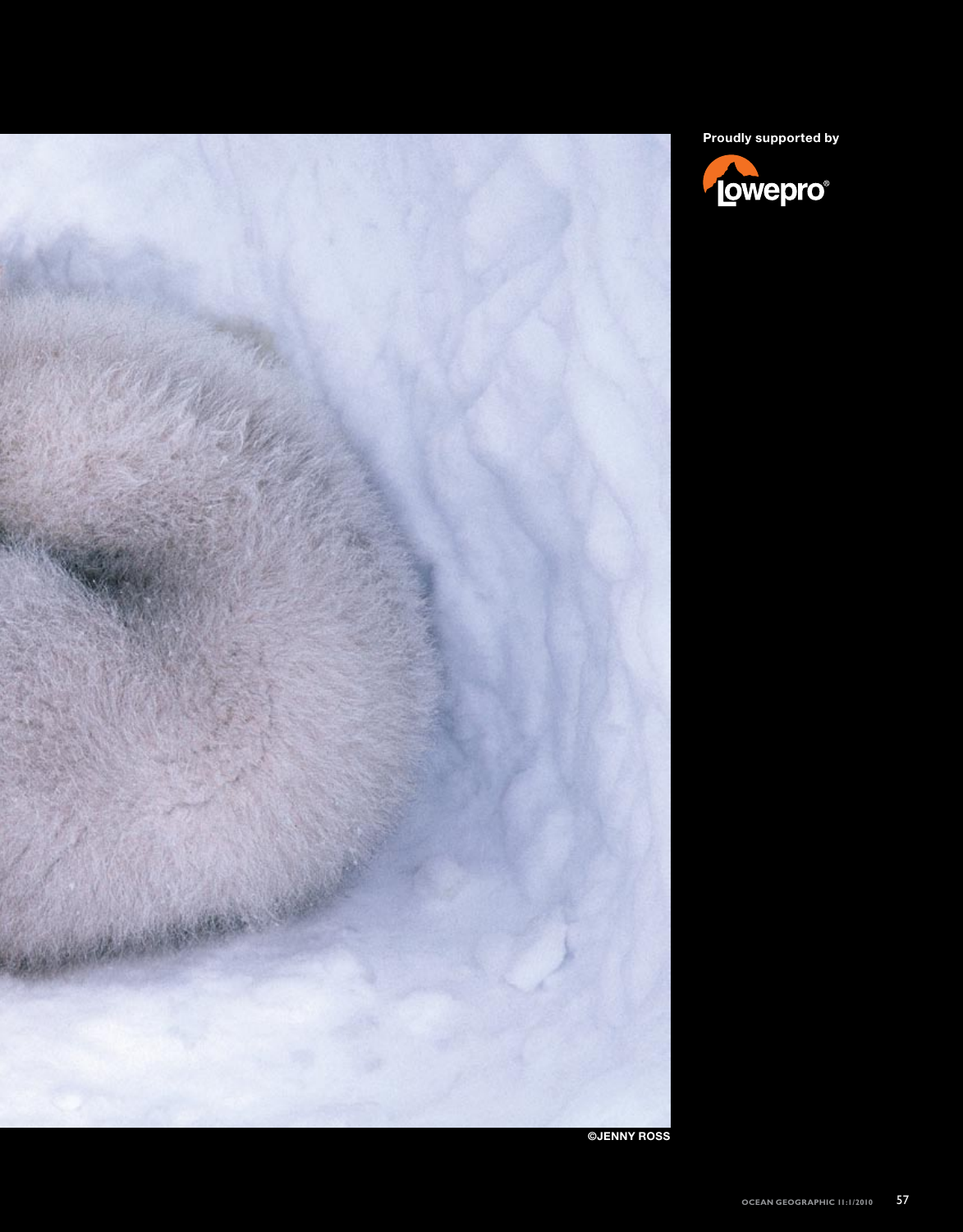Proudly supported by

Lowepro

©JENNY ROSS